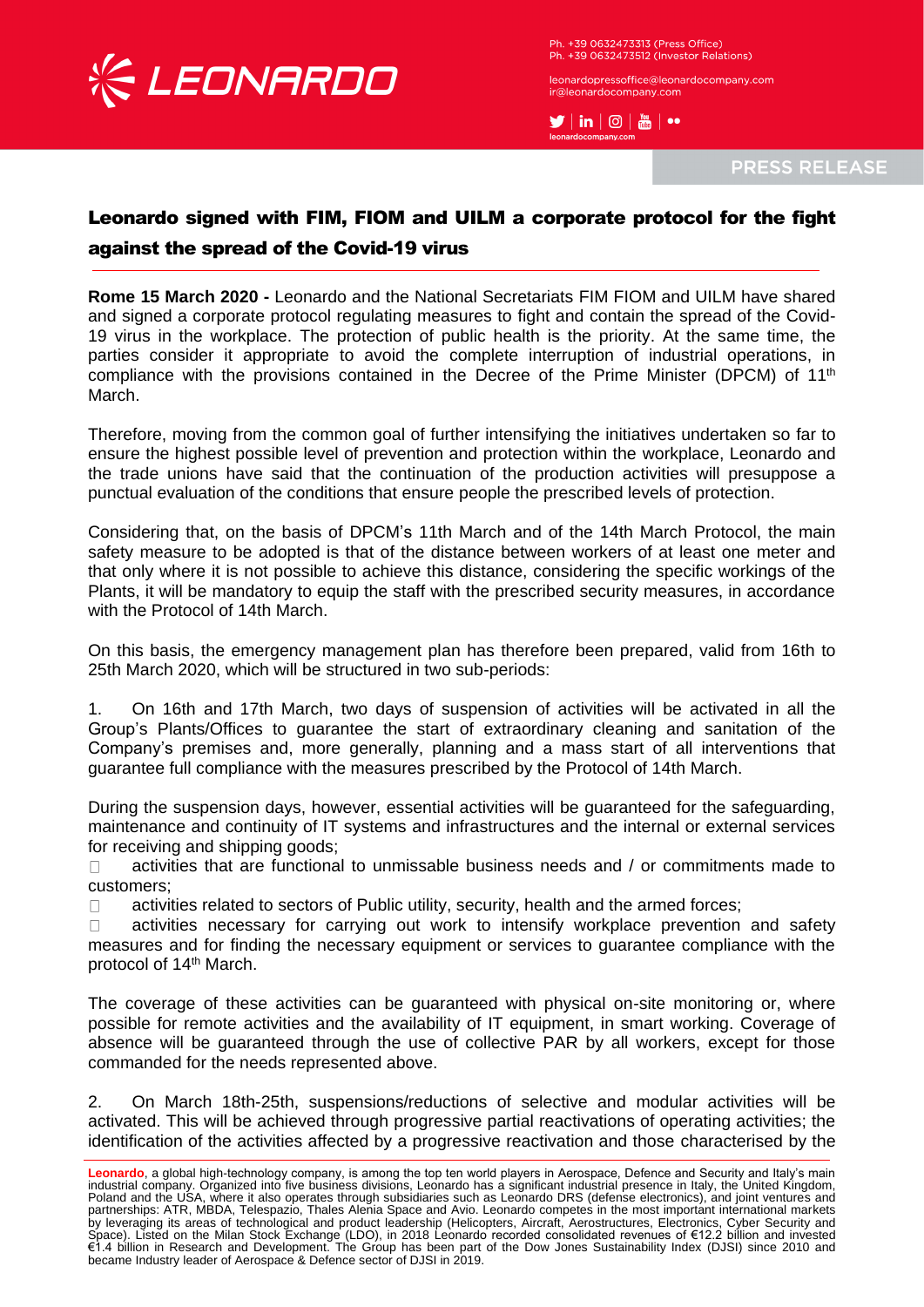Ph. +39 0632473313 (Press Office)
Ph. +39 0632473512 (Investor Relations)

leonardopressoffice@leonardocompany.com
ir@leonardocompany.com

leonardocompany.com

PRESS RELEASE

# Leonardo signed with FIM, FIOM and UILM a corporate protocol for the fight against the spread of the Covid-19 virus

**Rome 15 March 2020 -** Leonardo and the National Secretariats FIM FIOM and UILM have shared and signed a corporate protocol regulating measures to fight and contain the spread of the Covid-19 virus in the workplace. The protection of public health is the priority. At the same time, the parties consider it appropriate to avoid the complete interruption of industrial operations, in compliance with the provisions contained in the Decree of the Prime Minister (DPCM) of 11th March.

Therefore, moving from the common goal of further intensifying the initiatives undertaken so far to ensure the highest possible level of prevention and protection within the workplace, Leonardo and the trade unions have said that the continuation of the production activities will presuppose a punctual evaluation of the conditions that ensure people the prescribed levels of protection.

Considering that, on the basis of DPCM's 11th March and of the 14th March Protocol, the main safety measure to be adopted is that of the distance between workers of at least one meter and that only where it is not possible to achieve this distance, considering the specific workings of the Plants, it will be mandatory to equip the staff with the prescribed security measures, in accordance with the Protocol of 14th March.

On this basis, the emergency management plan has therefore been prepared, valid from 16th to 25th March 2020, which will be structured in two sub-periods:

1. On 16th and 17th March, two days of suspension of activities will be activated in all the Group's Plants/Offices to guarantee the start of extraordinary cleaning and sanitation of the Company's premises and, more generally, planning and a mass start of all interventions that guarantee full compliance with the measures prescribed by the Protocol of 14th March.

During the suspension days, however, essential activities will be guaranteed for the safeguarding, maintenance and continuity of IT systems and infrastructures and the internal or external services for receiving and shipping goods;

- activities that are functional to unmissable business needs and / or commitments made to customers;
- activities related to sectors of Public utility, security, health and the armed forces;
- activities necessary for carrying out work to intensify workplace prevention and safety measures and for finding the necessary equipment or services to guarantee compliance with the protocol of 14th March.

The coverage of these activities can be guaranteed with physical on-site monitoring or, where possible for remote activities and the availability of IT equipment, in smart working. Coverage of absence will be guaranteed through the use of collective PAR by all workers, except for those commanded for the needs represented above.

2. On March 18th-25th, suspensions/reductions of selective and modular activities will be activated. This will be achieved through progressive partial reactivations of operating activities; the identification of the activities affected by a progressive reactivation and those characterised by the

**Leonardo**, a global high-technology company, is among the top ten world players in Aerospace, Defence and Security and Italy's main industrial company. Organized into five business divisions, Leonardo has a significant industrial presence in Italy, the United Kingdom, Poland and the USA, where it also operates through subsidiaries such as Leonardo DRS (defense electronics), and joint ventures and partnerships: ATR, MBDA, Telespazio, Thales Alenia Space and Avio. Leonardo competes in the most important international markets by leveraging its areas of technological and product leadership (Helicopters, Aircraft, Aerostructures, Electronics, Cyber Security and Space). Listed on the Milan Stock Exchange (LDO), in 2018 Leonardo recorded consolidated revenues of €12.2 billion and invested €1.4 billion in Research and Development. The Group has been part of the Dow Jones Sustainability Index (DJSI) since 2010 and became Industry leader of Aerospace & Defence sector of DJSI in 2019.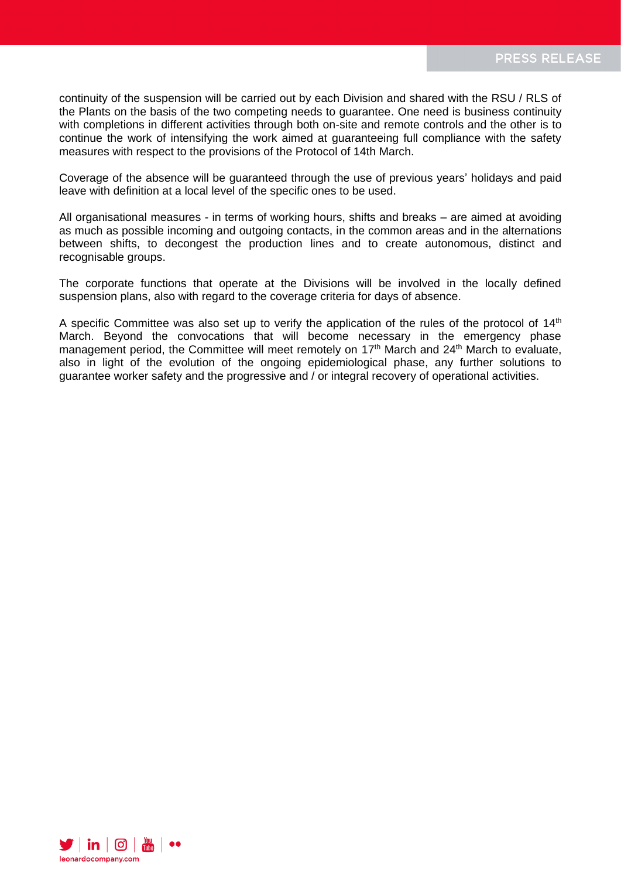continuity of the suspension will be carried out by each Division and shared with the RSU / RLS of the Plants on the basis of the two competing needs to guarantee. One need is business continuity with completions in different activities through both on-site and remote controls and the other is to continue the work of intensifying the work aimed at guaranteeing full compliance with the safety measures with respect to the provisions of the Protocol of 14th March.

Coverage of the absence will be guaranteed through the use of previous years' holidays and paid leave with definition at a local level of the specific ones to be used.

All organisational measures - in terms of working hours, shifts and breaks – are aimed at avoiding as much as possible incoming and outgoing contacts, in the common areas and in the alternations between shifts, to decongest the production lines and to create autonomous, distinct and recognisable groups.

The corporate functions that operate at the Divisions will be involved in the locally defined suspension plans, also with regard to the coverage criteria for days of absence.

A specific Committee was also set up to verify the application of the rules of the protocol of 14th March. Beyond the convocations that will become necessary in the emergency phase management period, the Committee will meet remotely on 17th March and 24th March to evaluate, also in light of the evolution of the ongoing epidemiological phase, any further solutions to guarantee worker safety and the progressive and / or integral recovery of operational activities.